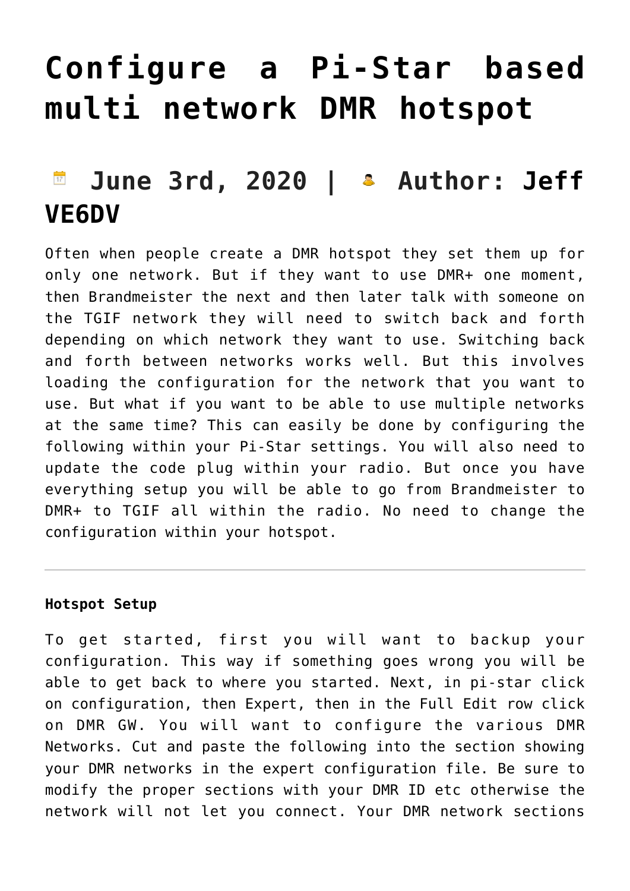# Configure a Pi-Star based multi network DMR hotspot

## June 3rd, 2020 | Author: Jeff VE6DV

Often when people create a DMR hotspot they set them up for only one network. But if they want to use DMR+ one moment, then Brandmeister the next and then later talk with someone on the TGIF network they will need to switch back and forth depending on which network they want to use. Switching back and forth between networks works well. But this involves loading the configuration for the network that you want to use. But what if you want to be able to use multiple networks at the same time? This can easily be done by configuring the following within your Pi-Star settings. You will also need to update the code plug within your radio. But once you have everything setup you will be able to go from Brandmeister to DMR+ to TGIF all within the radio. No need to change the configuration within your hotspot.

---

**Hotspot Setup**

To get started, first you will want to backup your configuration. This way if something goes wrong you will be able to get back to where you started. Next, in pi-star click on configuration, then Expert, then in the Full Edit row click on DMR GW. You will want to configure the various DMR Networks. Cut and paste the following into the section showing your DMR networks in the expert configuration file. Be sure to modify the proper sections with your DMR ID etc otherwise the network will not let you connect. Your DMR network sections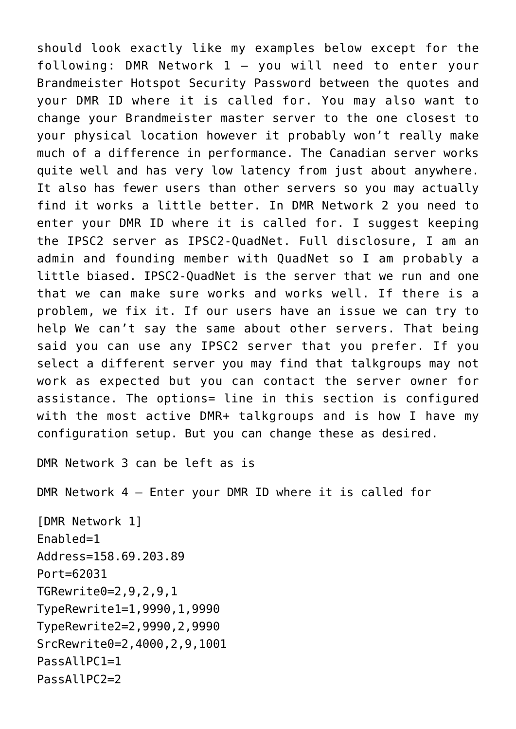should look exactly like my examples below except for the following: DMR Network 1 – you will need to enter your Brandmeister Hotspot Security Password between the quotes and your DMR ID where it is called for. You may also want to change your Brandmeister master server to the one closest to your physical location however it probably won't really make much of a difference in performance. The Canadian server works quite well and has very low latency from just about anywhere. It also has fewer users than other servers so you may actually find it works a little better. In DMR Network 2 you need to enter your DMR ID where it is called for. I suggest keeping the IPSC2 server as IPSC2-QuadNet. Full disclosure, I am an admin and founding member with QuadNet so I am probably a little biased. IPSC2-QuadNet is the server that we run and one that we can make sure works and works well. If there is a problem, we fix it. If our users have an issue we can try to help We can't say the same about other servers. That being said you can use any IPSC2 server that you prefer. If you select a different server you may find that talkgroups may not work as expected but you can contact the server owner for assistance. The options= line in this section is configured with the most active DMR+ talkgroups and is how I have my configuration setup. But you can change these as desired.

DMR Network 3 can be left as is

DMR Network 4 – Enter your DMR ID where it is called for

```
[DMR Network 1]
Enabled=1
Address=158.69.203.89
Port=62031
TGRewrite0=2,9,2,9,1
TypeRewrite1=1,9990,1,9990
TypeRewrite2=2,9990,2,9990
SrcRewrite0=2,4000,2,9,1001
PassAllPC1=1
PassAllPC2=2
```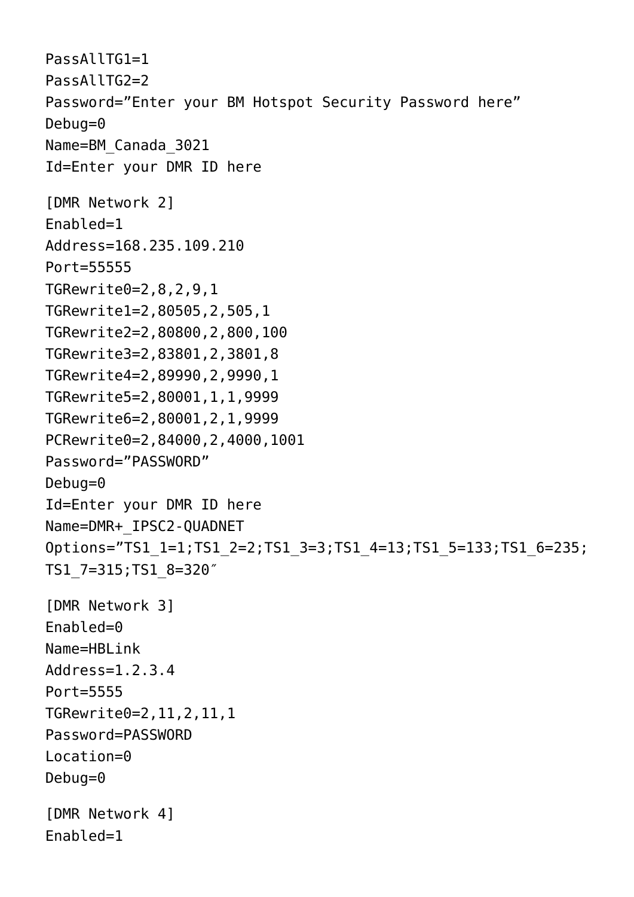```
PassAllTG1=1
PassAllTG2=2
Password=”Enter your BM Hotspot Security Password here”
Debug=0
Name=BM_Canada_3021
Id=Enter your DMR ID here

[DMR Network 2]
Enabled=1
Address=168.235.109.210
Port=55555
TGRewrite0=2,8,2,9,1
TGRewrite1=2,80505,2,505,1
TGRewrite2=2,80800,2,800,100
TGRewrite3=2,83801,2,3801,8
TGRewrite4=2,89990,2,9990,1
TGRewrite5=2,80001,1,1,9999
TGRewrite6=2,80001,2,1,9999
PCRewrite0=2,84000,2,4000,1001
Password=”PASSWORD”
Debug=0
Id=Enter your DMR ID here
Name=DMR+_IPSC2-QUADNET
Options=”TS1_1=1;TS1_2=2;TS1_3=3;TS1_4=13;TS1_5=133;TS1_6=235;
TS1_7=315;TS1_8=320″

[DMR Network 3]
Enabled=0
Name=HBLink
Address=1.2.3.4
Port=5555
TGRewrite0=2,11,2,11,1
Password=PASSWORD
Location=0
Debug=0

[DMR Network 4]
Enabled=1
```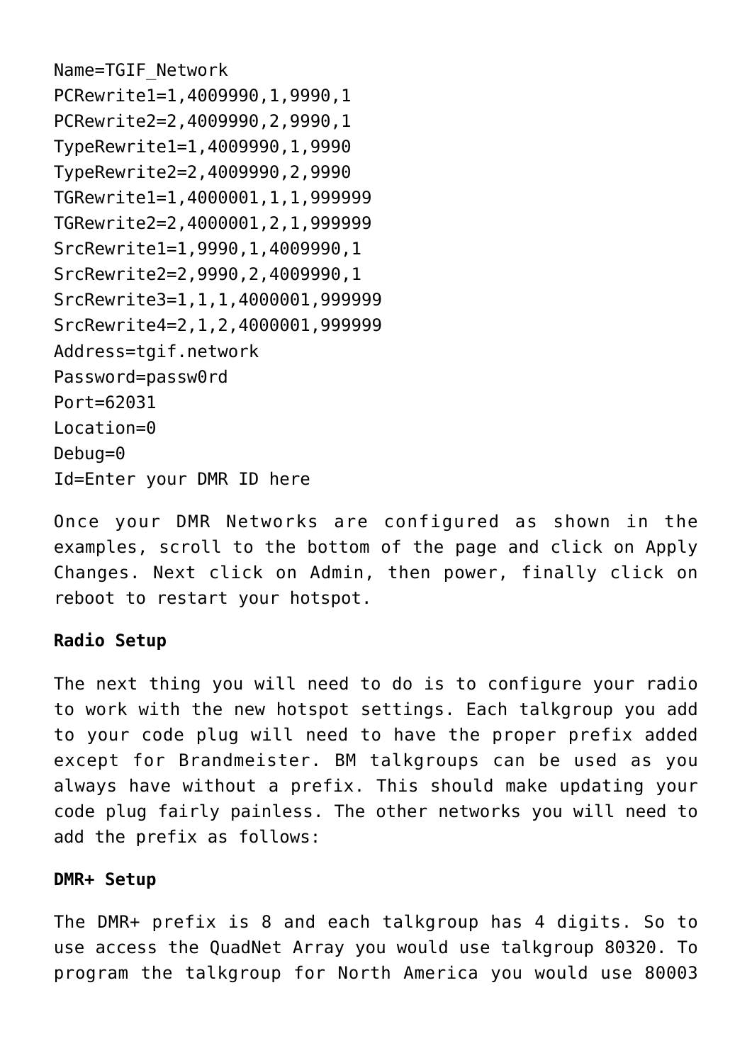```
Name=TGIF_Network
PCRewrite1=1,4009990,1,9990,1
PCRewrite2=2,4009990,2,9990,1
TypeRewrite1=1,4009990,1,9990
TypeRewrite2=2,4009990,2,9990
TGRewrite1=1,4000001,1,1,999999
TGRewrite2=2,4000001,2,1,999999
SrcRewrite1=1,9990,1,4009990,1
SrcRewrite2=2,9990,2,4009990,1
SrcRewrite3=1,1,1,4000001,999999
SrcRewrite4=2,1,2,4000001,999999
Address=tgif.network
Password=passw0rd
Port=62031
Location=0
Debug=0
Id=Enter your DMR ID here
```

Once your DMR Networks are configured as shown in the examples, scroll to the bottom of the page and click on Apply Changes. Next click on Admin, then power, finally click on reboot to restart your hotspot.

**Radio Setup**

The next thing you will need to do is to configure your radio to work with the new hotspot settings. Each talkgroup you add to your code plug will need to have the proper prefix added except for Brandmeister. BM talkgroups can be used as you always have without a prefix. This should make updating your code plug fairly painless. The other networks you will need to add the prefix as follows:

**DMR+ Setup**

The DMR+ prefix is 8 and each talkgroup has 4 digits. So to use access the QuadNet Array you would use talkgroup 80320. To program the talkgroup for North America you would use 80003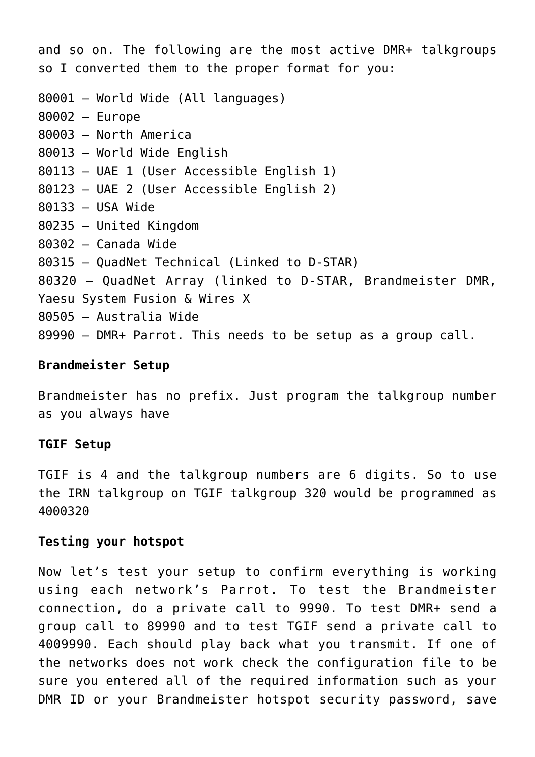and so on. The following are the most active DMR+ talkgroups so I converted them to the proper format for you:

80001 – World Wide (All languages)
80002 – Europe
80003 – North America
80013 – World Wide English
80113 – UAE 1 (User Accessible English 1)
80123 – UAE 2 (User Accessible English 2)
80133 – USA Wide
80235 – United Kingdom
80302 – Canada Wide
80315 – QuadNet Technical (Linked to D-STAR)
80320 – QuadNet Array (linked to D-STAR, Brandmeister DMR, Yaesu System Fusion & Wires X
80505 – Australia Wide
89990 – DMR+ Parrot. This needs to be setup as a group call.

**Brandmeister Setup**

Brandmeister has no prefix. Just program the talkgroup number as you always have

**TGIF Setup**

TGIF is 4 and the talkgroup numbers are 6 digits. So to use the IRN talkgroup on TGIF talkgroup 320 would be programmed as 4000320

**Testing your hotspot**

Now let's test your setup to confirm everything is working using each network's Parrot. To test the Brandmeister connection, do a private call to 9990. To test DMR+ send a group call to 89990 and to test TGIF send a private call to 4009990. Each should play back what you transmit. If one of the networks does not work check the configuration file to be sure you entered all of the required information such as your DMR ID or your Brandmeister hotspot security password, save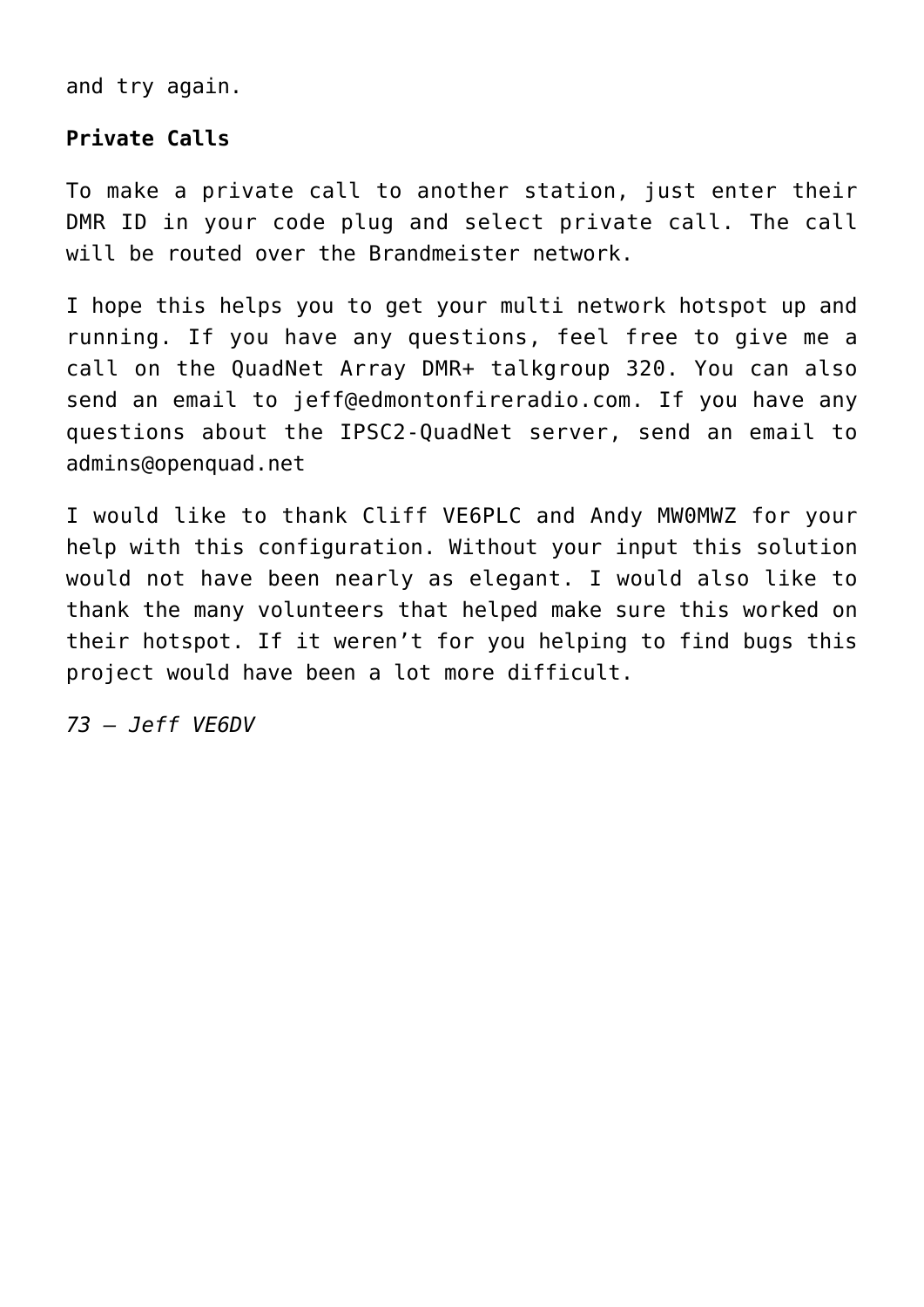and try again.

**Private Calls**

To make a private call to another station, just enter their DMR ID in your code plug and select private call. The call will be routed over the Brandmeister network.

I hope this helps you to get your multi network hotspot up and running. If you have any questions, feel free to give me a call on the QuadNet Array DMR+ talkgroup 320. You can also send an email to jeff@edmontonfireradio.com. If you have any questions about the IPSC2-QuadNet server, send an email to admins@openquad.net

I would like to thank Cliff VE6PLC and Andy MW0MWZ for your help with this configuration. Without your input this solution would not have been nearly as elegant. I would also like to thank the many volunteers that helped make sure this worked on their hotspot. If it weren't for you helping to find bugs this project would have been a lot more difficult.

*73 – Jeff VE6DV*